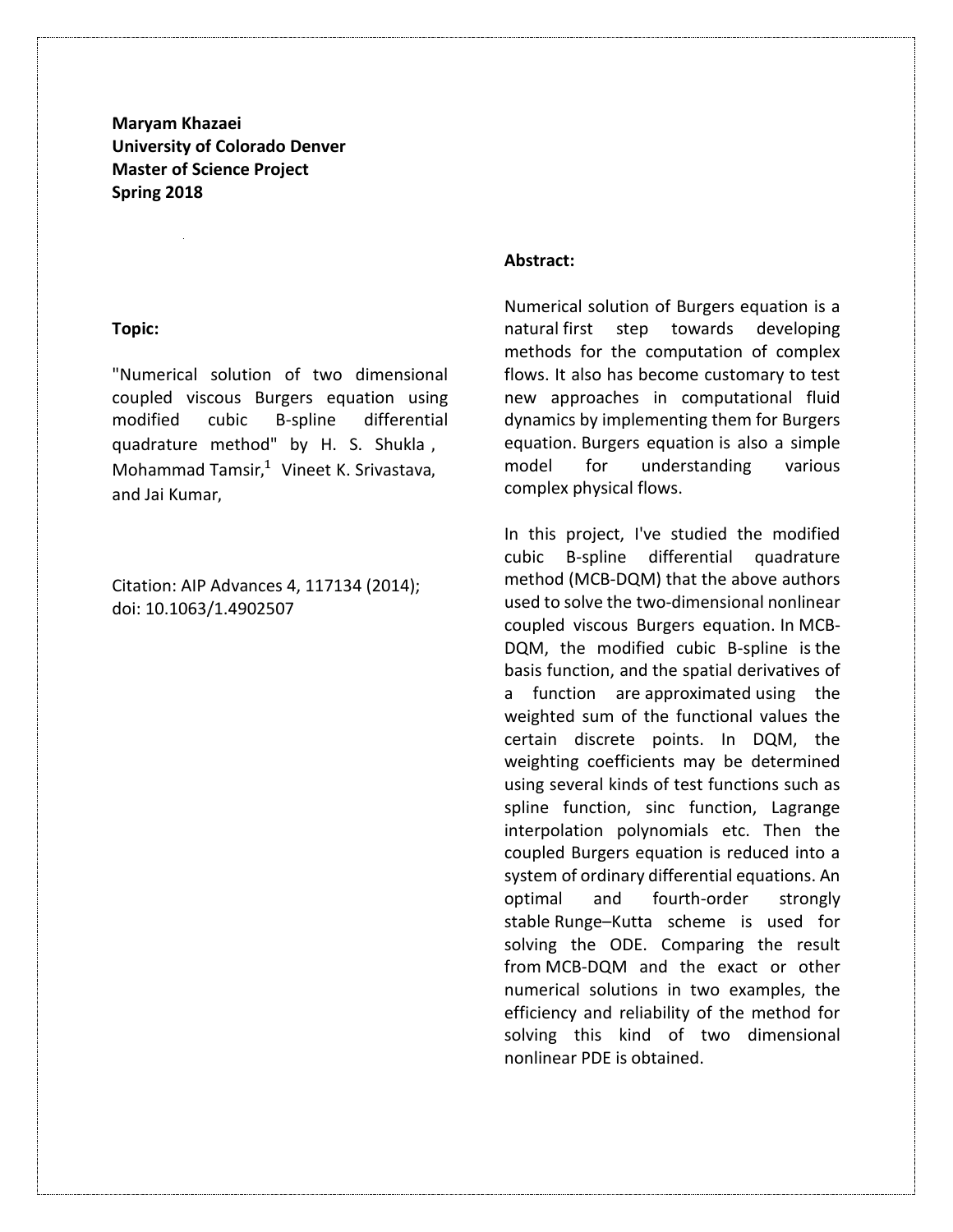**Maryam Khazaei**
**University of Colorado Denver**
**Master of Science Project**
**Spring 2018**

**Topic:**

"Numerical solution of two dimensional coupled viscous Burgers equation using modified cubic B-spline differential quadrature method" by H. S. Shukla , Mohammad Tamsir,[1] Vineet K. Srivastava, and Jai Kumar,

Citation: AIP Advances 4, 117134 (2014); doi: 10.1063/1.4902507

**Abstract:**

Numerical solution of Burgers equation is a natural first step towards developing methods for the computation of complex flows. It also has become customary to test new approaches in computational fluid dynamics by implementing them for Burgers equation. Burgers equation is also a simple model for understanding various complex physical flows.

In this project, I've studied the modified cubic B-spline differential quadrature method (MCB-DQM) that the above authors used to solve the two-dimensional nonlinear coupled viscous Burgers equation. In MCB-DQM, the modified cubic B-spline is the basis function, and the spatial derivatives of a function are approximated using the weighted sum of the functional values the certain discrete points. In DQM, the weighting coefficients may be determined using several kinds of test functions such as spline function, sinc function, Lagrange interpolation polynomials etc. Then the coupled Burgers equation is reduced into a system of ordinary differential equations. An optimal and fourth-order strongly stable Runge–Kutta scheme is used for solving the ODE. Comparing the result from MCB-DQM and the exact or other numerical solutions in two examples, the efficiency and reliability of the method for solving this kind of two dimensional nonlinear PDE is obtained.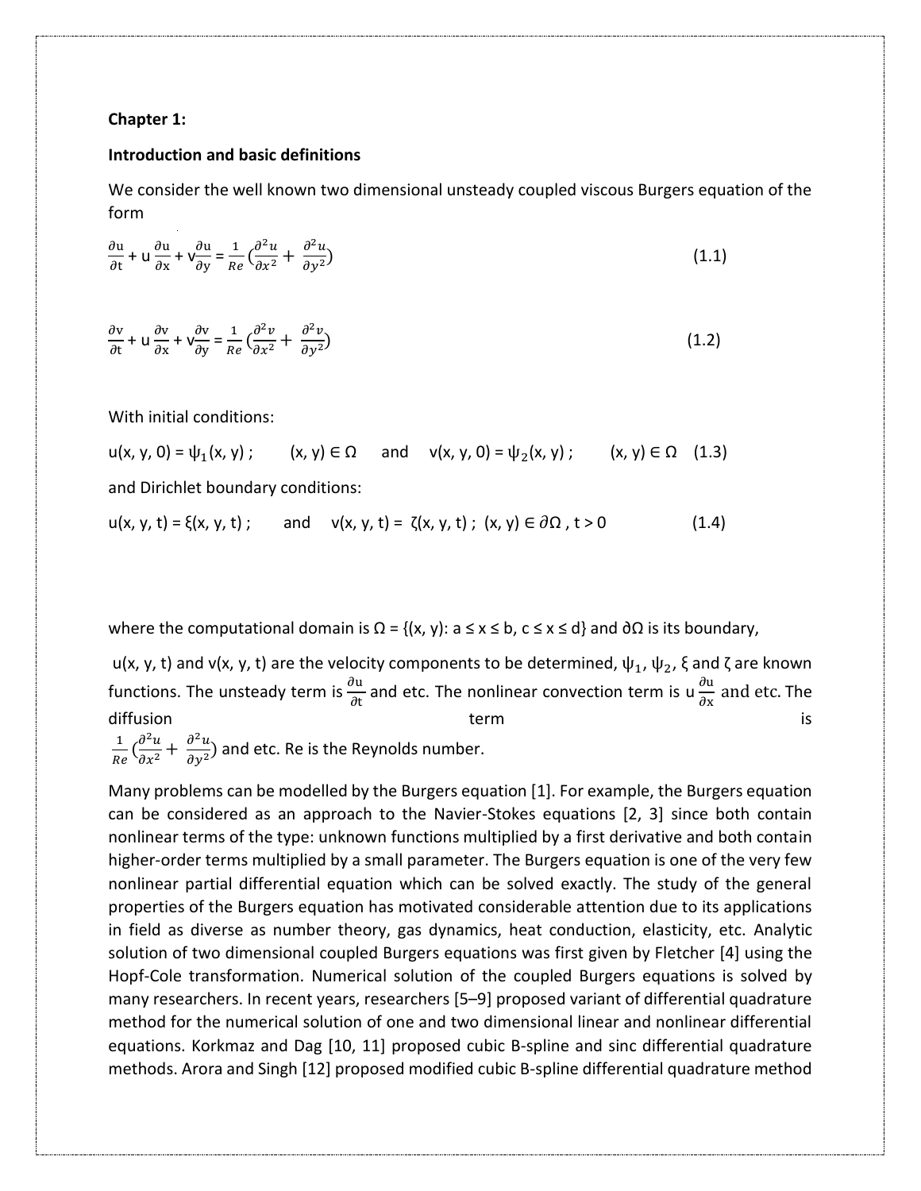**Chapter 1:**

**Introduction and basic definitions**

We consider the well known two dimensional unsteady coupled viscous Burgers equation of the form

$$\frac{\partial u}{\partial t} + u\frac{\partial u}{\partial x} + v\frac{\partial u}{\partial y} = \frac{1}{Re}\left(\frac{\partial^2 u}{\partial x^2} + \frac{\partial^2 u}{\partial y^2}\right) \tag{1.1}$$

$$\frac{\partial v}{\partial t} + u\frac{\partial v}{\partial x} + v\frac{\partial v}{\partial y} = \frac{1}{Re}\left(\frac{\partial^2 v}{\partial x^2} + \frac{\partial^2 v}{\partial y^2}\right) \tag{1.2}$$

With initial conditions:

$$u(x, y, 0) = \psi_1(x, y)\ ; \quad (x, y) \in \Omega \quad \text{and} \quad v(x, y, 0) = \psi_2(x, y)\ ; \quad (x, y) \in \Omega \tag{1.3}$$

and Dirichlet boundary conditions:

$$u(x, y, t) = \xi(x, y, t)\ ; \quad \text{and} \quad v(x, y, t) = \zeta(x, y, t)\ ; \ (x, y) \in \partial\Omega\ , t > 0 \tag{1.4}$$

where the computational domain is $\Omega = \{(x, y): a \leq x \leq b, c \leq x \leq d\}$ and $\partial\Omega$ is its boundary,

$u(x, y, t)$ and $v(x, y, t)$ are the velocity components to be determined, $\psi_1$, $\psi_2$, $\xi$ and $\zeta$ are known functions. The unsteady term is $\frac{\partial u}{\partial t}$ and etc. The nonlinear convection term is $u\frac{\partial u}{\partial x}$ and etc. The diffusion term is $\frac{1}{Re}\left(\frac{\partial^2 u}{\partial x^2} + \frac{\partial^2 u}{\partial y^2}\right)$ and etc. Re is the Reynolds number.

Many problems can be modelled by the Burgers equation [1]. For example, the Burgers equation can be considered as an approach to the Navier-Stokes equations [2, 3] since both contain nonlinear terms of the type: unknown functions multiplied by a first derivative and both contain higher-order terms multiplied by a small parameter. The Burgers equation is one of the very few nonlinear partial differential equation which can be solved exactly. The study of the general properties of the Burgers equation has motivated considerable attention due to its applications in field as diverse as number theory, gas dynamics, heat conduction, elasticity, etc. Analytic solution of two dimensional coupled Burgers equations was first given by Fletcher [4] using the Hopf-Cole transformation. Numerical solution of the coupled Burgers equations is solved by many researchers. In recent years, researchers [5–9] proposed variant of differential quadrature method for the numerical solution of one and two dimensional linear and nonlinear differential equations. Korkmaz and Dag [10, 11] proposed cubic B-spline and sinc differential quadrature methods. Arora and Singh [12] proposed modified cubic B-spline differential quadrature method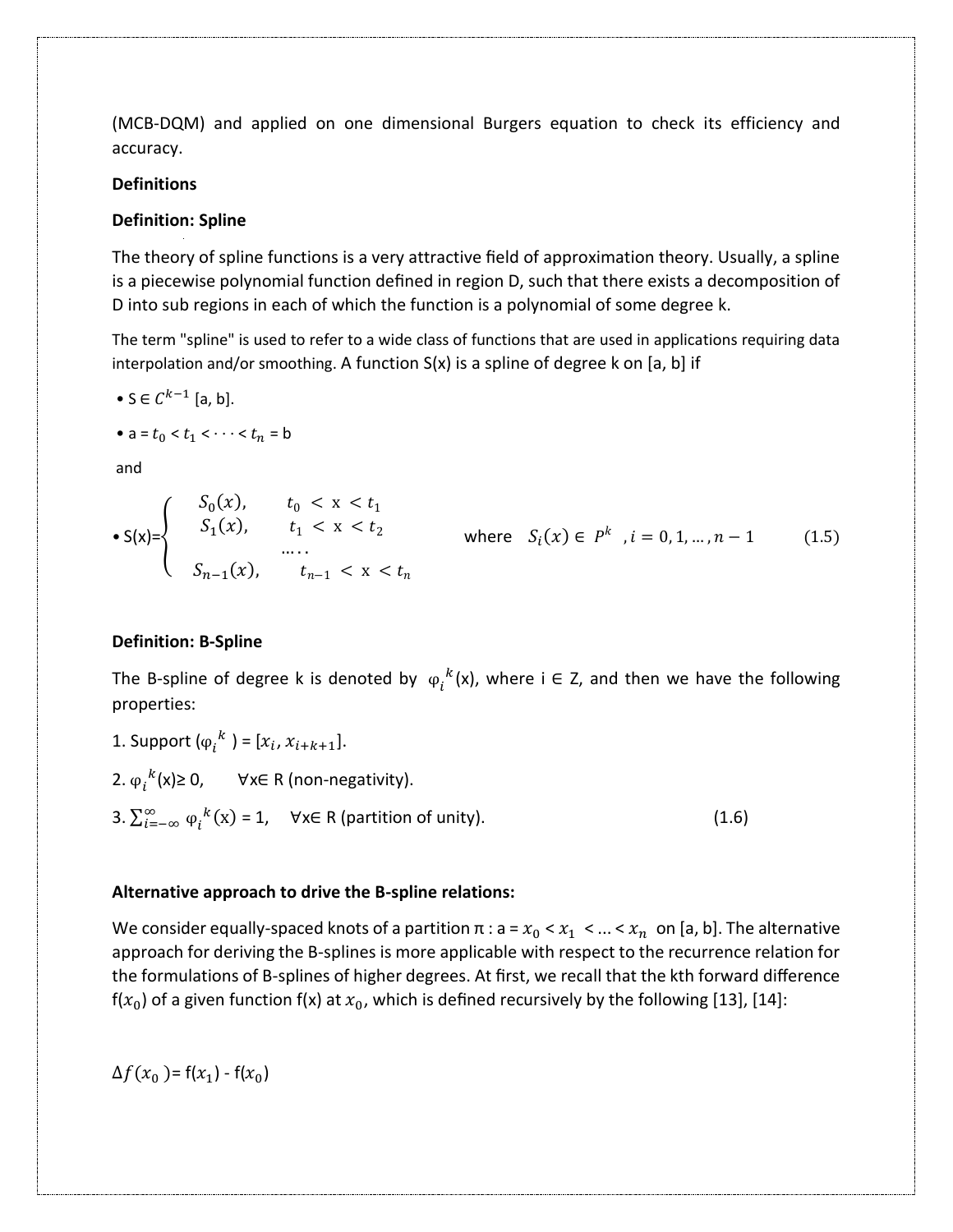(MCB-DQM) and applied on one dimensional Burgers equation to check its efficiency and accuracy.

**Definitions**

**Definition: Spline**

The theory of spline functions is a very attractive field of approximation theory. Usually, a spline is a piecewise polynomial function defined in region D, such that there exists a decomposition of D into sub regions in each of which the function is a polynomial of some degree k.

The term "spline" is used to refer to a wide class of functions that are used in applications requiring data interpolation and/or smoothing. A function S(x) is a spline of degree k on [a, b] if

- $S \in C^{k-1}$ [a, b].
- $a = t_0 < t_1 < \cdots < t_n = b$

and

- $$S(x)=\begin{cases} S_0(x), & t_0 < x < t_1 \\ S_1(x), & t_1 < x < t_2 \\ \quad\ldots\ldots & \\ S_{n-1}(x), & t_{n-1} < x < t_n \end{cases} \qquad \text{where } \ S_i(x) \in P^k \ \ , i = 0, 1, \ldots, n-1 \qquad (1.5)$$

**Definition: B-Spline**

The B-spline of degree k is denoted by $\varphi_i^{\,k}(x)$, where i ∈ Z, and then we have the following properties:

1. Support $(\varphi_i^{\,k}) = [x_i, x_{i+k+1}]$.
2. $\varphi_i^{\,k}(x) \geq 0, \quad \forall x \in R$ (non-negativity).
3. $\sum_{i=-\infty}^{\infty} \varphi_i^{\,k}(x) = 1, \quad \forall x \in R$ (partition of unity). (1.6)

**Alternative approach to drive the B-spline relations:**

We consider equally-spaced knots of a partition π : $a = x_0 < x_1 < \ldots < x_n$ on [a, b]. The alternative approach for deriving the B-splines is more applicable with respect to the recurrence relation for the formulations of B-splines of higher degrees. At first, we recall that the kth forward difference $f(x_0)$ of a given function f(x) at $x_0$, which is defined recursively by the following [13], [14]:

$$\Delta f(x_0) = f(x_1) - f(x_0)$$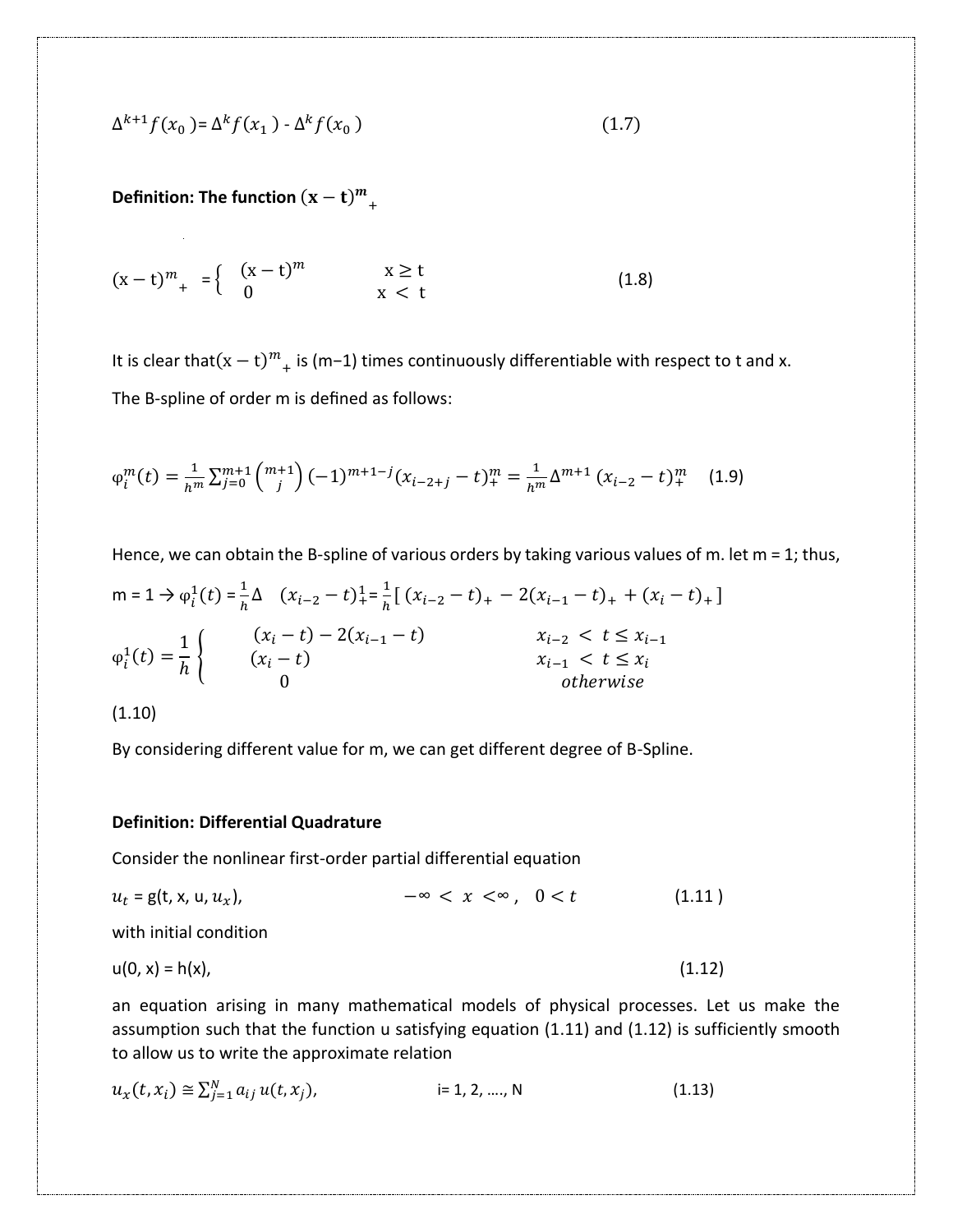$$\Delta^{k+1} f(x_0) = \Delta^k f(x_1) - \Delta^k f(x_0) \tag{1.7}$$

**Definition: The function $(\mathbf{x}-\mathbf{t})^{m}{}_{+}$**

$$(x-t)^m{}_+ = \begin{cases} (x-t)^m & x \geq t \\ 0 & x < t \end{cases} \tag{1.8}$$

It is clear that $(x-t)^m{}_+$ is (m−1) times continuously differentiable with respect to t and x.

The B-spline of order m is defined as follows:

$$\varphi_i^m(t) = \frac{1}{h^m} \sum_{j=0}^{m+1} \binom{m+1}{j} (-1)^{m+1-j} (x_{i-2+j} - t)_+^m = \frac{1}{h^m} \Delta^{m+1} (x_{i-2} - t)_+^m \tag{1.9}$$

Hence, we can obtain the B-spline of various orders by taking various values of m. let m = 1; thus,

$$m = 1 \rightarrow \varphi_i^1(t) = \frac{1}{h} \Delta \quad (x_{i-2} - t)_+^1 = \frac{1}{h} [\, (x_{i-2} - t)_+ - 2(x_{i-1} - t)_+ + (x_i - t)_+ ]$$

$$\varphi_i^1(t) = \frac{1}{h} \begin{cases} (x_i - t) - 2(x_{i-1} - t) & x_{i-2} < t \leq x_{i-1} \\ (x_i - t) & x_{i-1} < t \leq x_i \\ 0 & otherwise \end{cases}$$

(1.10)

By considering different value for m, we can get different degree of B-Spline.

**Definition: Differential Quadrature**

Consider the nonlinear first-order partial differential equation

$$u_t = g(t, x, u, u_x), \qquad -\infty < x < \infty, \quad 0 < t \tag{1.11}$$

with initial condition

$$u(0, x) = h(x), \tag{1.12}$$

an equation arising in many mathematical models of physical processes. Let us make the assumption such that the function u satisfying equation (1.11) and (1.12) is sufficiently smooth to allow us to write the approximate relation

$$u_x(t, x_i) \cong \sum_{j=1}^{N} a_{ij}\, u(t, x_j), \qquad i = 1, 2, \ldots, N \tag{1.13}$$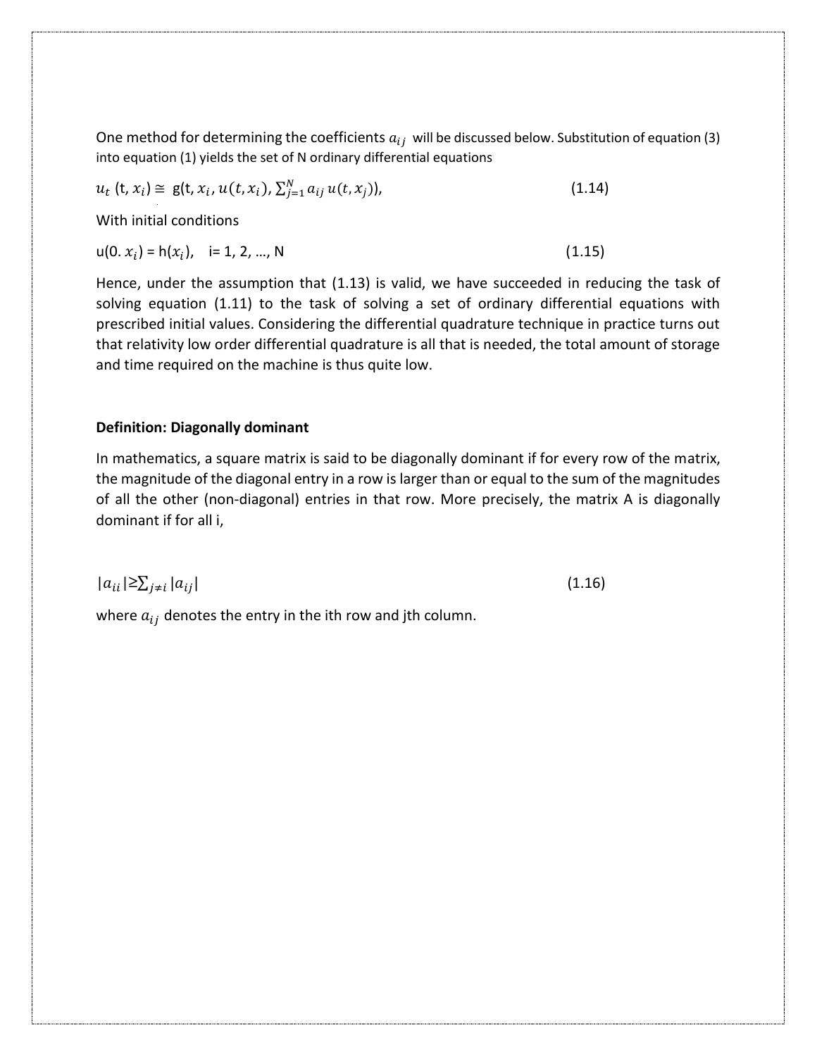One method for determining the coefficients $a_{ij}$ will be discussed below. Substitution of equation (3) into equation (1) yields the set of N ordinary differential equations

$$u_t\,(t, x_i) \cong g(t, x_i, u(t, x_i), \textstyle\sum_{j=1}^{N} a_{ij}\, u(t, x_j)), \tag{1.14}$$

With initial conditions

$$u(0.\, x_i) = h(x_i), \quad i = 1, 2, \ldots, N \tag{1.15}$$

Hence, under the assumption that (1.13) is valid, we have succeeded in reducing the task of solving equation (1.11) to the task of solving a set of ordinary differential equations with prescribed initial values. Considering the differential quadrature technique in practice turns out that relativity low order differential quadrature is all that is needed, the total amount of storage and time required on the machine is thus quite low.

**Definition: Diagonally dominant**

In mathematics, a square matrix is said to be diagonally dominant if for every row of the matrix, the magnitude of the diagonal entry in a row is larger than or equal to the sum of the magnitudes of all the other (non-diagonal) entries in that row. More precisely, the matrix A is diagonally dominant if for all i,

$$|a_{ii}| \geq \sum_{j \neq i} |a_{ij}| \tag{1.16}$$

where $a_{ij}$ denotes the entry in the ith row and jth column.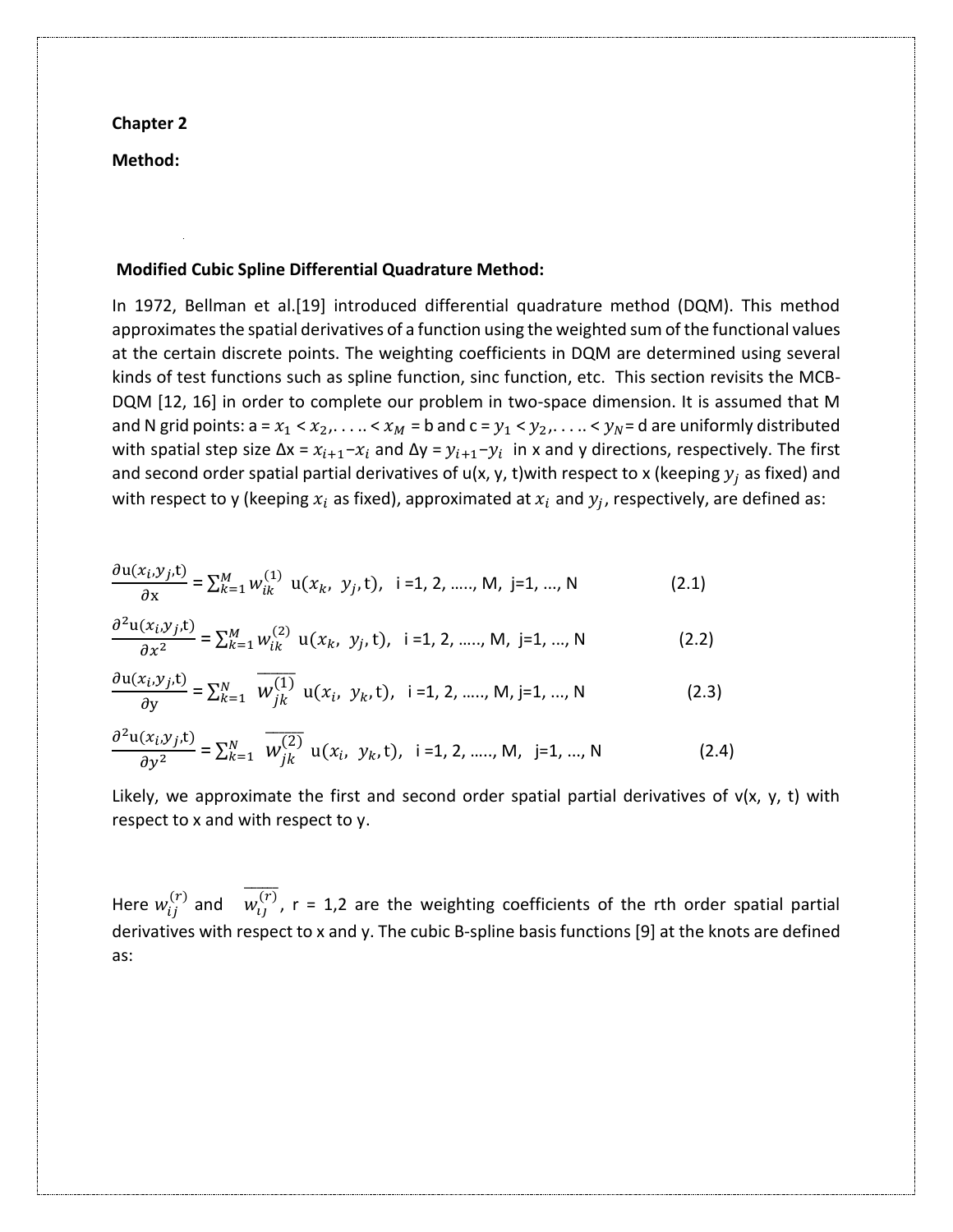**Chapter 2**

**Method:**

**Modified Cubic Spline Differential Quadrature Method:**

In 1972, Bellman et al.[19] introduced differential quadrature method (DQM). This method approximates the spatial derivatives of a function using the weighted sum of the functional values at the certain discrete points. The weighting coefficients in DQM are determined using several kinds of test functions such as spline function, sinc function, etc. This section revisits the MCB-DQM [12, 16] in order to complete our problem in two-space dimension. It is assumed that M and N grid points: a = $x_1 < x_2, \ldots < x_M$ = b and c = $y_1 < y_2, \ldots < y_N$ = d are uniformly distributed with spatial step size Δx = $x_{i+1} - x_i$ and Δy = $y_{i+1} - y_i$ in x and y directions, respectively. The first and second order spatial partial derivatives of u(x, y, t)with respect to x (keeping $y_j$ as fixed) and with respect to y (keeping $x_i$ as fixed), approximated at $x_i$ and $y_j$, respectively, are defined as:

$$\frac{\partial u(x_i, y_j, t)}{\partial x} = \sum_{k=1}^{M} w_{ik}^{(1)} \; u(x_k, \; y_j, t), \quad i = 1, 2, \ldots, M, \; j = 1, \ldots, N \tag{2.1}$$

$$\frac{\partial^2 u(x_i, y_j, t)}{\partial x^2} = \sum_{k=1}^{M} w_{ik}^{(2)} \; u(x_k, \; y_j, t), \quad i = 1, 2, \ldots, M, \; j = 1, \ldots, N \tag{2.2}$$

$$\frac{\partial u(x_i, y_j, t)}{\partial y} = \sum_{k=1}^{N} \overline{w_{jk}^{(1)}} \; u(x_i, \; y_k, t), \quad i = 1, 2, \ldots, M, \; j = 1, \ldots, N \tag{2.3}$$

$$\frac{\partial^2 u(x_i, y_j, t)}{\partial y^2} = \sum_{k=1}^{N} \overline{w_{jk}^{(2)}} \; u(x_i, \; y_k, t), \quad i = 1, 2, \ldots, M, \; j = 1, \ldots, N \tag{2.4}$$

Likely, we approximate the first and second order spatial partial derivatives of v(x, y, t) with respect to x and with respect to y.

Here $w_{ij}^{(r)}$ and $\overline{w_{ij}^{(r)}}$, r = 1,2 are the weighting coefficients of the rth order spatial partial derivatives with respect to x and y. The cubic B-spline basis functions [9] at the knots are defined as: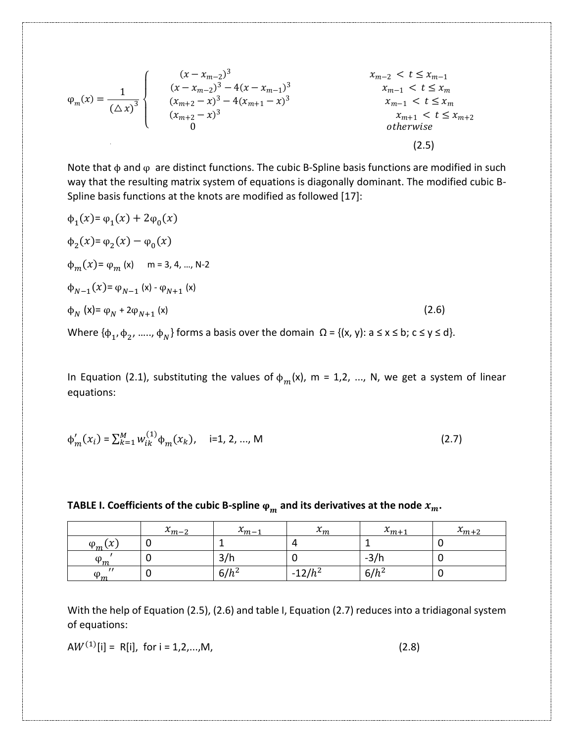$$
\varphi_m(x) = \frac{1}{(\triangle x)^3}
\begin{cases}
(x - x_{m-2})^3 & x_{m-2} < t \le x_{m-1} \\
(x - x_{m-2})^3 - 4(x - x_{m-1})^3 & x_{m-1} < t \le x_m \\
(x_{m+2} - x)^3 - 4(x_{m+1} - x)^3 & x_{m-1} < t \le x_m \\
(x_{m+2} - x)^3 & x_{m+1} < t \le x_{m+2} \\
0 & otherwise
\end{cases}
\tag{2.5}
$$

Note that $\phi$ and $\varphi$ are distinct functions. The cubic B-Spline basis functions are modified in such way that the resulting matrix system of equations is diagonally dominant. The modified cubic B-Spline basis functions at the knots are modified as followed [17]:

$\phi_1(x) = \varphi_1(x) + 2\varphi_0(x)$

$\phi_2(x) = \varphi_2(x) - \varphi_0(x)$

$\phi_m(x) = \varphi_m(x)$ m = 3, 4, …, N-2

$\phi_{N-1}(x) = \varphi_{N-1}(x) - \varphi_{N+1}(x)$

$\phi_N(x) = \varphi_N + 2\varphi_{N+1}(x)$ (2.6)

Where $\{\phi_1, \phi_2, \ldots, \phi_N\}$ forms a basis over the domain $\Omega = \{(x, y): a \le x \le b; c \le y \le d\}$.

In Equation (2.1), substituting the values of $\phi_m(x)$, m = 1,2, ..., N, we get a system of linear equations:

$$
\phi_m'(x_i) = \sum_{k=1}^{M} w_{ik}^{(1)} \phi_m(x_k), \quad i=1, 2, ..., M \tag{2.7}
$$

**TABLE I. Coefficients of the cubic B-spline $\varphi_m$ and its derivatives at the node $x_m$.**

| | $x_{m-2}$ | $x_{m-1}$ | $x_m$ | $x_{m+1}$ | $x_{m+2}$ |
|---|---|---|---|---|---|
| $\varphi_m(x)$ | 0 | 1 | 4 | 1 | 0 |
| $\varphi_m{}'$ | 0 | 3/h | 0 | -3/h | 0 |
| $\varphi_m{}''$ | 0 | $6/h^2$ | $-12/h^2$ | $6/h^2$ | 0 |

With the help of Equation (2.5), (2.6) and table I, Equation (2.7) reduces into a tridiagonal system of equations:

$AW^{(1)}[i] = R[i]$, for i = 1,2,...,M, (2.8)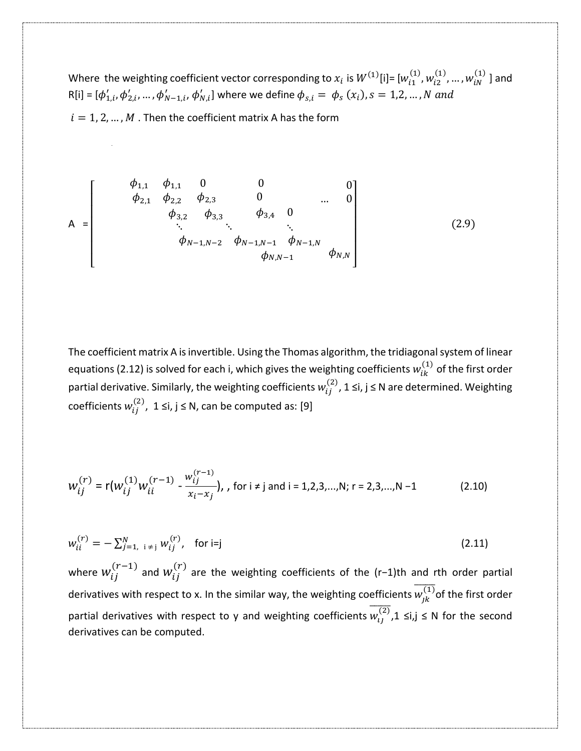Where the weighting coefficient vector corresponding to $x_i$ is $W^{(1)}$[i]= [$w_{i1}^{(1)}, w_{i2}^{(1)}, \dots, w_{iN}^{(1)}$ ] and R[i] = [$\phi'_{1,i}, \phi'_{2,i}, \dots, \phi'_{N-1,i}, \phi'_{N,i}$] where we define $\phi_{s,i} = \phi_s(x_i), s = 1,2,\dots,N$ *and* $i = 1, 2, \dots, M$ . Then the coefficient matrix A has the form

$$
A = \begin{bmatrix}
\phi_{1,1} & \phi_{1,1} & 0 & 0 & & 0 \\
\phi_{2,1} & \phi_{2,2} & \phi_{2,3} & 0 & \cdots & 0 \\
 & \phi_{3,2} & \phi_{3,3} & \phi_{3,4} & 0 & \\
 & \ddots & \ddots & & \ddots & \\
 & \phi_{N-1,N-2} & \phi_{N-1,N-1} & \phi_{N-1,N} & & \\
 & & & \phi_{N,N-1} & & \phi_{N,N}
\end{bmatrix} \tag{2.9}
$$

The coefficient matrix A is invertible. Using the Thomas algorithm, the tridiagonal system of linear equations (2.12) is solved for each i, which gives the weighting coefficients $w_{ik}^{(1)}$ of the first order partial derivative. Similarly, the weighting coefficients $w_{ij}^{(2)}$, 1 ≤i, j ≤ N are determined. Weighting coefficients $w_{ij}^{(2)}$, 1 ≤i, j ≤ N, can be computed as: [9]

$$
w_{ij}^{(r)} = r\left(w_{ij}^{(1)} w_{ii}^{(r-1)} - \frac{w_{ij}^{(r-1)}}{x_i - x_j}\right), \text{, for } i \neq j \text{ and } i = 1,2,3,\dots,N; \ r = 2,3,\dots,N-1 \tag{2.10}
$$

$$
w_{ii}^{(r)} = -\sum_{j=1,\ i \neq j}^{N} w_{ij}^{(r)}, \quad \text{for } i=j \tag{2.11}
$$

where $w_{ij}^{(r-1)}$ and $w_{ij}^{(r)}$ are the weighting coefficients of the (r−1)th and rth order partial derivatives with respect to x. In the similar way, the weighting coefficients $\overline{w_{jk}^{(1)}}$ of the first order partial derivatives with respect to y and weighting coefficients $\overline{w_{ij}^{(2)}}$,1 ≤i,j ≤ N for the second derivatives can be computed.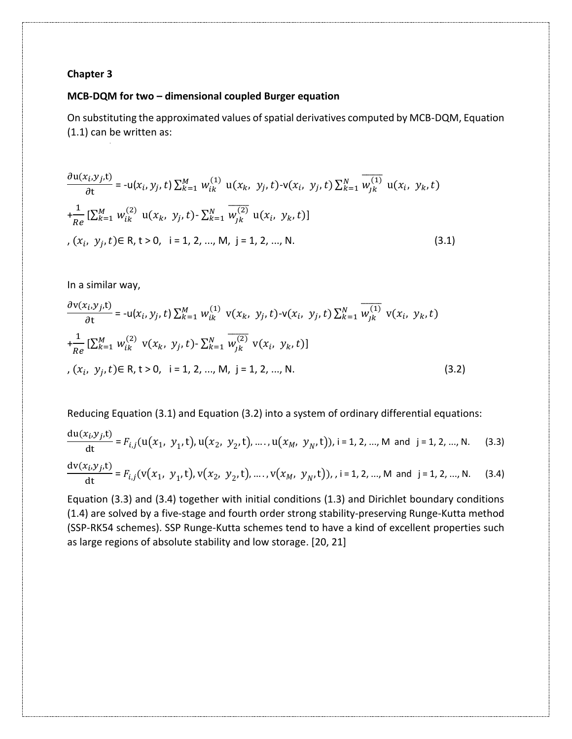**Chapter 3**

**MCB-DQM for two – dimensional coupled Burger equation**

On substituting the approximated values of spatial derivatives computed by MCB-DQM, Equation (1.1) can be written as:

$$\frac{\partial u(x_i, y_j, t)}{\partial t} = -u(x_i, y_j, t) \sum_{k=1}^{M} w_{ik}^{(1)} \; u(x_k, \; y_j, t) - v(x_i, \; y_j, t) \sum_{k=1}^{N} \overline{w_{jk}^{(1)}} \; u(x_i, \; y_k, t)$$

$$+ \frac{1}{Re} \left[ \sum_{k=1}^{M} w_{ik}^{(2)} \; u(x_k, \; y_j, t) - \sum_{k=1}^{N} \overline{w_{jk}^{(2)}} \; u(x_i, \; y_k, t) \right]$$

$$, (x_i, \; y_j, t) \in R, \; t > 0, \quad i = 1, 2, ..., M, \; j = 1, 2, ..., N. \tag{3.1}$$

In a similar way,

$$\frac{\partial v(x_i, y_j, t)}{\partial t} = -u(x_i, y_j, t) \sum_{k=1}^{M} w_{ik}^{(1)} \; v(x_k, \; y_j, t) - v(x_i, \; y_j, t) \sum_{k=1}^{N} \overline{w_{jk}^{(1)}} \; v(x_i, \; y_k, t)$$

$$+ \frac{1}{Re} \left[ \sum_{k=1}^{M} w_{ik}^{(2)} \; v(x_k, \; y_j, t) - \sum_{k=1}^{N} \overline{w_{jk}^{(2)}} \; v(x_i, \; y_k, t) \right]$$

$$, (x_i, \; y_j, t) \in R, \; t > 0, \quad i = 1, 2, ..., M, \; j = 1, 2, ..., N. \tag{3.2}$$

Reducing Equation (3.1) and Equation (3.2) into a system of ordinary differential equations:

$$\frac{du(x_i, y_j, t)}{dt} = F_{i,j}(u(x_1, \; y_1, t), u(x_2, \; y_2, t), \ldots, u(x_M, \; y_N, t)), \; i = 1, 2, ..., M \; \text{ and } \; j = 1, 2, ..., N. \tag{3.3}$$

$$\frac{dv(x_i, y_j, t)}{dt} = F_{i,j}(v(x_1, \; y_1, t), v(x_2, \; y_2, t), \ldots, v(x_M, \; y_N, t)), \; , i = 1, 2, ..., M \; \text{ and } \; j = 1, 2, ..., N. \tag{3.4}$$

Equation (3.3) and (3.4) together with initial conditions (1.3) and Dirichlet boundary conditions (1.4) are solved by a five-stage and fourth order strong stability-preserving Runge-Kutta method (SSP-RK54 schemes). SSP Runge-Kutta schemes tend to have a kind of excellent properties such as large regions of absolute stability and low storage. [20, 21]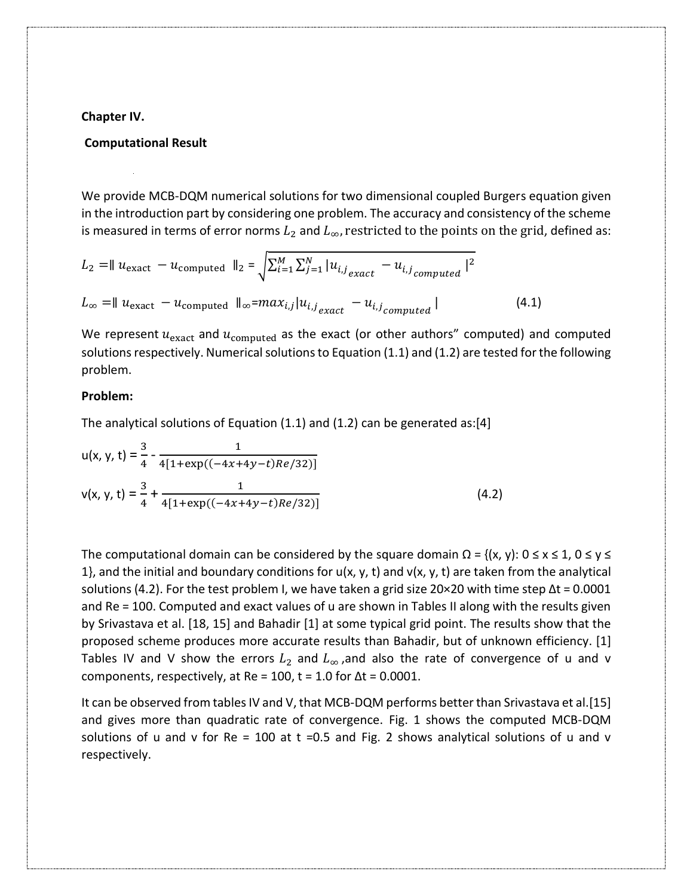**Chapter IV.**

**Computational Result**

We provide MCB-DQM numerical solutions for two dimensional coupled Burgers equation given in the introduction part by considering one problem. The accuracy and consistency of the scheme is measured in terms of error norms $L_2$ and $L_\infty$, restricted to the points on the grid, defined as:

$$L_2 = \| u_{\text{exact}} - u_{\text{computed}} \|_2 = \sqrt{\sum_{i=1}^{M} \sum_{j=1}^{N} |u_{i,j_{exact}} - u_{i,j_{computed}}|^2}$$

$$L_\infty = \| u_{\text{exact}} - u_{\text{computed}} \|_\infty = max_{i,j} |u_{i,j_{exact}} - u_{i,j_{computed}}| \tag{4.1}$$

We represent $u_{\text{exact}}$ and $u_{\text{computed}}$ as the exact (or other authors" computed) and computed solutions respectively. Numerical solutions to Equation (1.1) and (1.2) are tested for the following problem.

**Problem:**

The analytical solutions of Equation (1.1) and (1.2) can be generated as:[4]

$$u(x, y, t) = \frac{3}{4} - \frac{1}{4[1+\exp((-4x+4y-t)Re/32)]}$$

$$v(x, y, t) = \frac{3}{4} + \frac{1}{4[1+\exp((-4x+4y-t)Re/32)]} \tag{4.2}$$

The computational domain can be considered by the square domain Ω = {(x, y): 0 ≤ x ≤ 1, 0 ≤ y ≤ 1}, and the initial and boundary conditions for u(x, y, t) and v(x, y, t) are taken from the analytical solutions (4.2). For the test problem I, we have taken a grid size 20×20 with time step Δt = 0.0001 and Re = 100. Computed and exact values of u are shown in Tables II along with the results given by Srivastava et al. [18, 15] and Bahadir [1] at some typical grid point. The results show that the proposed scheme produces more accurate results than Bahadir, but of unknown efficiency. [1] Tables IV and V show the errors $L_2$ and $L_\infty$ ,and also the rate of convergence of u and v components, respectively, at Re = 100, t = 1.0 for Δt = 0.0001.

It can be observed from tables IV and V, that MCB-DQM performs better than Srivastava et al.[15] and gives more than quadratic rate of convergence. Fig. 1 shows the computed MCB-DQM solutions of u and v for Re = 100 at t =0.5 and Fig. 2 shows analytical solutions of u and v respectively.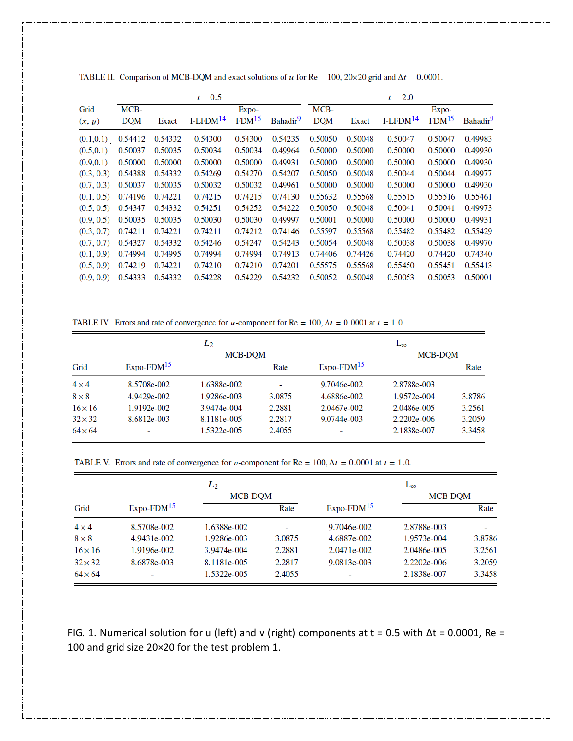TABLE II. Comparison of MCB-DQM and exact solutions of $u$ for Re = 100, 20×20 grid and $\Delta t$ = 0.0001.

| Grid | $t = 0.5$ | | | | | $t = 2.0$ | | | | |
|---|---|---|---|---|---|---|---|---|---|---|
| $(x, y)$ | MCB-DQM | Exact | I-LFDM[14] | Expo-FDM[15] | Bahadir[9] | MCB-DQM | Exact | I-LFDM[14] | Expo-FDM[15] | Bahadir[9] |
| (0.1,0.1) | 0.54412 | 0.54332 | 0.54300 | 0.54300 | 0.54235 | 0.50050 | 0.50048 | 0.50047 | 0.50047 | 0.49983 |
| (0.5,0.1) | 0.50037 | 0.50035 | 0.50034 | 0.50034 | 0.49964 | 0.50000 | 0.50000 | 0.50000 | 0.50000 | 0.49930 |
| (0.9,0.1) | 0.50000 | 0.50000 | 0.50000 | 0.50000 | 0.49931 | 0.50000 | 0.50000 | 0.50000 | 0.50000 | 0.49930 |
| (0.3, 0.3) | 0.54388 | 0.54332 | 0.54269 | 0.54270 | 0.54207 | 0.50050 | 0.50048 | 0.50044 | 0.50044 | 0.49977 |
| (0.7, 0.3) | 0.50037 | 0.50035 | 0.50032 | 0.50032 | 0.49961 | 0.50000 | 0.50000 | 0.50000 | 0.50000 | 0.49930 |
| (0.1, 0.5) | 0.74196 | 0.74221 | 0.74215 | 0.74215 | 0.74130 | 0.55632 | 0.55568 | 0.55515 | 0.55516 | 0.55461 |
| (0.5, 0.5) | 0.54347 | 0.54332 | 0.54251 | 0.54252 | 0.54222 | 0.50050 | 0.50048 | 0.50041 | 0.50041 | 0.49973 |
| (0.9, 0.5) | 0.50035 | 0.50035 | 0.50030 | 0.50030 | 0.49997 | 0.50001 | 0.50000 | 0.50000 | 0.50000 | 0.49931 |
| (0.3, 0.7) | 0.74211 | 0.74221 | 0.74211 | 0.74212 | 0.74146 | 0.55597 | 0.55568 | 0.55482 | 0.55482 | 0.55429 |
| (0.7, 0.7) | 0.54327 | 0.54332 | 0.54246 | 0.54247 | 0.54243 | 0.50054 | 0.50048 | 0.50038 | 0.50038 | 0.49970 |
| (0.1, 0.9) | 0.74994 | 0.74995 | 0.74994 | 0.74994 | 0.74913 | 0.74406 | 0.74426 | 0.74420 | 0.74420 | 0.74340 |
| (0.5, 0.9) | 0.74219 | 0.74221 | 0.74210 | 0.74210 | 0.74201 | 0.55575 | 0.55568 | 0.55450 | 0.55451 | 0.55413 |
| (0.9, 0.9) | 0.54333 | 0.54332 | 0.54228 | 0.54229 | 0.54232 | 0.50052 | 0.50048 | 0.50053 | 0.50053 | 0.50001 |

TABLE IV. Errors and rate of convergence for $u$-component for Re = 100, $\Delta t$ = 0.0001 at $t$ = 1.0.

| | $L_2$ | | | $L_\infty$ | | |
|---|---|---|---|---|---|---|
| | | MCB-DQM | | | MCB-DQM | |
| Grid | Expo-FDM[15] | | Rate | Expo-FDM[15] | | Rate |
| 4 × 4 | 8.5708e-002 | 1.6388e-002 | - | 9.7046e-002 | 2.8788e-003 | |
| 8 × 8 | 4.9429e-002 | 1.9286e-003 | 3.0875 | 4.6886e-002 | 1.9572e-004 | 3.8786 |
| 16 × 16 | 1.9192e-002 | 3.9474e-004 | 2.2881 | 2.0467e-002 | 2.0486e-005 | 3.2561 |
| 32 × 32 | 8.6812e-003 | 8.1181e-005 | 2.2817 | 9.0744e-003 | 2.2202e-006 | 3.2059 |
| 64 × 64 | - | 1.5322e-005 | 2.4055 | - | 2.1838e-007 | 3.3458 |

TABLE V. Errors and rate of convergence for $v$-component for Re = 100, $\Delta t$ = 0.0001 at $t$ = 1.0.

| | $L_2$ | | | $L_\infty$ | | |
|---|---|---|---|---|---|---|
| | | MCB-DQM | | | MCB-DQM | |
| Grid | Expo-FDM[15] | | Rate | Expo-FDM[15] | | Rate |
| 4 × 4 | 8.5708e-002 | 1.6388e-002 | - | 9.7046e-002 | 2.8788e-003 | - |
| 8 × 8 | 4.9431e-002 | 1.9286e-003 | 3.0875 | 4.6887e-002 | 1.9573e-004 | 3.8786 |
| 16× 16 | 1.9196e-002 | 3.9474e-004 | 2.2881 | 2.0471e-002 | 2.0486e-005 | 3.2561 |
| 32× 32 | 8.6878e-003 | 8.1181e-005 | 2.2817 | 9.0813e-003 | 2.2202e-006 | 3.2059 |
| 64× 64 | - | 1.5322e-005 | 2.4055 | - | 2.1838e-007 | 3.3458 |

FIG. 1. Numerical solution for u (left) and v (right) components at t = 0.5 with Δt = 0.0001, Re = 100 and grid size 20×20 for the test problem 1.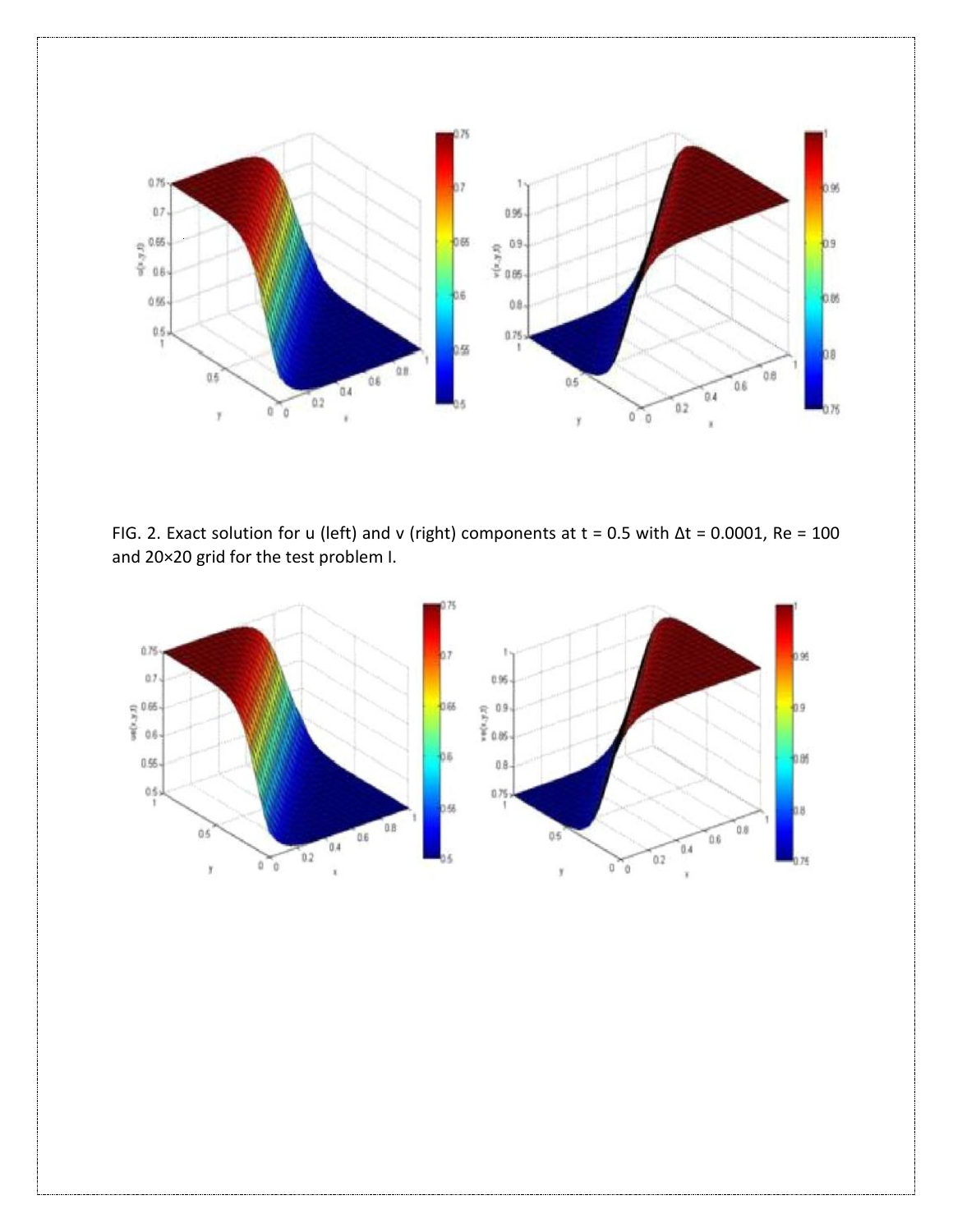FIG. 2. Exact solution for u (left) and v (right) components at t = 0.5 with Δt = 0.0001, Re = 100 and 20×20 grid for the test problem I.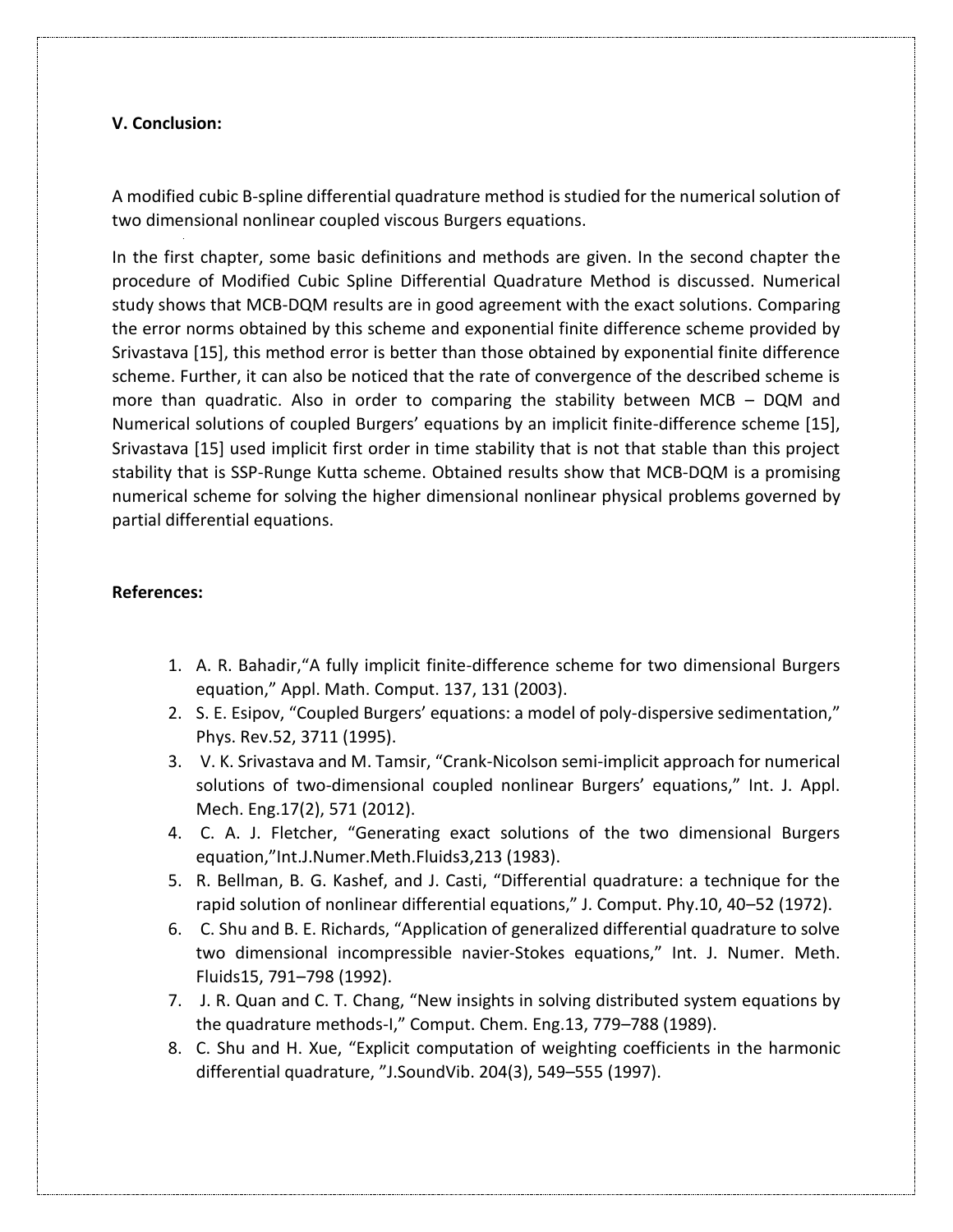### V. Conclusion:

A modified cubic B-spline differential quadrature method is studied for the numerical solution of two dimensional nonlinear coupled viscous Burgers equations.

In the first chapter, some basic definitions and methods are given. In the second chapter the procedure of Modified Cubic Spline Differential Quadrature Method is discussed. Numerical study shows that MCB-DQM results are in good agreement with the exact solutions. Comparing the error norms obtained by this scheme and exponential finite difference scheme provided by Srivastava [15], this method error is better than those obtained by exponential finite difference scheme. Further, it can also be noticed that the rate of convergence of the described scheme is more than quadratic. Also in order to comparing the stability between MCB – DQM and Numerical solutions of coupled Burgers' equations by an implicit finite-difference scheme [15], Srivastava [15] used implicit first order in time stability that is not that stable than this project stability that is SSP-Runge Kutta scheme. Obtained results show that MCB-DQM is a promising numerical scheme for solving the higher dimensional nonlinear physical problems governed by partial differential equations.

### References:

1. A. R. Bahadir,"A fully implicit finite-difference scheme for two dimensional Burgers equation," Appl. Math. Comput. 137, 131 (2003).
2. S. E. Esipov, "Coupled Burgers' equations: a model of poly-dispersive sedimentation," Phys. Rev.52, 3711 (1995).
3. V. K. Srivastava and M. Tamsir, "Crank-Nicolson semi-implicit approach for numerical solutions of two-dimensional coupled nonlinear Burgers' equations," Int. J. Appl. Mech. Eng.17(2), 571 (2012).
4. C. A. J. Fletcher, "Generating exact solutions of the two dimensional Burgers equation,"Int.J.Numer.Meth.Fluids3,213 (1983).
5. R. Bellman, B. G. Kashef, and J. Casti, "Differential quadrature: a technique for the rapid solution of nonlinear differential equations," J. Comput. Phy.10, 40–52 (1972).
6. C. Shu and B. E. Richards, "Application of generalized differential quadrature to solve two dimensional incompressible navier-Stokes equations," Int. J. Numer. Meth. Fluids15, 791–798 (1992).
7. J. R. Quan and C. T. Chang, "New insights in solving distributed system equations by the quadrature methods-I," Comput. Chem. Eng.13, 779–788 (1989).
8. C. Shu and H. Xue, "Explicit computation of weighting coefficients in the harmonic differential quadrature, "J.SoundVib. 204(3), 549–555 (1997).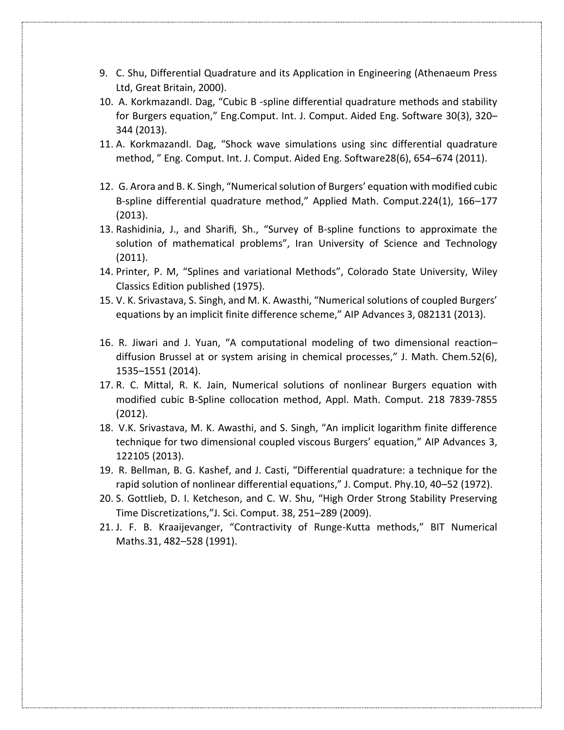9. C. Shu, Differential Quadrature and its Application in Engineering (Athenaeum Press Ltd, Great Britain, 2000).
10. A. KorkmazandI. Dag, “Cubic B -spline differential quadrature methods and stability for Burgers equation,” Eng.Comput. Int. J. Comput. Aided Eng. Software 30(3), 320–344 (2013).
11. A. KorkmazandI. Dag, “Shock wave simulations using sinc differential quadrature method, ” Eng. Comput. Int. J. Comput. Aided Eng. Software28(6), 654–674 (2011).
12. G. Arora and B. K. Singh, “Numerical solution of Burgers’ equation with modified cubic B-spline differential quadrature method,” Applied Math. Comput.224(1), 166–177 (2013).
13. Rashidinia, J., and Sharifi, Sh., “Survey of B-spline functions to approximate the solution of mathematical problems”, Iran University of Science and Technology (2011).
14. Printer, P. M, “Splines and variational Methods”, Colorado State University, Wiley Classics Edition published (1975).
15. V. K. Srivastava, S. Singh, and M. K. Awasthi, “Numerical solutions of coupled Burgers’ equations by an implicit finite difference scheme,” AIP Advances 3, 082131 (2013).
16. R. Jiwari and J. Yuan, “A computational modeling of two dimensional reaction–diffusion Brussel at or system arising in chemical processes,” J. Math. Chem.52(6), 1535–1551 (2014).
17. R. C. Mittal, R. K. Jain, Numerical solutions of nonlinear Burgers equation with modified cubic B-Spline collocation method, Appl. Math. Comput. 218 7839-7855 (2012).
18. V.K. Srivastava, M. K. Awasthi, and S. Singh, “An implicit logarithm finite difference technique for two dimensional coupled viscous Burgers’ equation,” AIP Advances 3, 122105 (2013).
19. R. Bellman, B. G. Kashef, and J. Casti, “Differential quadrature: a technique for the rapid solution of nonlinear differential equations,” J. Comput. Phy.10, 40–52 (1972).
20. S. Gottlieb, D. I. Ketcheson, and C. W. Shu, “High Order Strong Stability Preserving Time Discretizations,”J. Sci. Comput. 38, 251–289 (2009).
21. J. F. B. Kraaijevanger, “Contractivity of Runge-Kutta methods,” BIT Numerical Maths.31, 482–528 (1991).